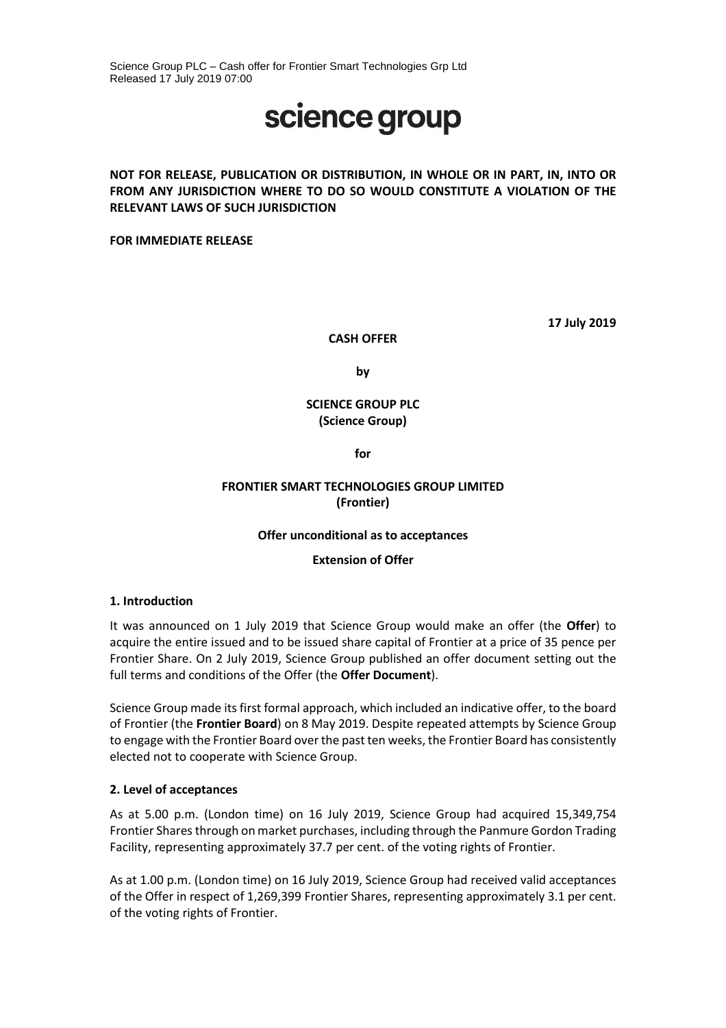Science Group PLC – Cash offer for Frontier Smart Technologies Grp Ltd
Released 17 July 2019 07:00

# science group

**NOT FOR RELEASE, PUBLICATION OR DISTRIBUTION, IN WHOLE OR IN PART, IN, INTO OR FROM ANY JURISDICTION WHERE TO DO SO WOULD CONSTITUTE A VIOLATION OF THE RELEVANT LAWS OF SUCH JURISDICTION**

**FOR IMMEDIATE RELEASE**

**17 July 2019**

**CASH OFFER**

**by**

**SCIENCE GROUP PLC**
**(Science Group)**

**for**

**FRONTIER SMART TECHNOLOGIES GROUP LIMITED**
**(Frontier)**

**Offer unconditional as to acceptances**

**Extension of Offer**

## 1. Introduction

It was announced on 1 July 2019 that Science Group would make an offer (the **Offer**) to acquire the entire issued and to be issued share capital of Frontier at a price of 35 pence per Frontier Share. On 2 July 2019, Science Group published an offer document setting out the full terms and conditions of the Offer (the **Offer Document**).

Science Group made its first formal approach, which included an indicative offer, to the board of Frontier (the **Frontier Board**) on 8 May 2019. Despite repeated attempts by Science Group to engage with the Frontier Board over the past ten weeks, the Frontier Board has consistently elected not to cooperate with Science Group.

## 2. Level of acceptances

As at 5.00 p.m. (London time) on 16 July 2019, Science Group had acquired 15,349,754 Frontier Shares through on market purchases, including through the Panmure Gordon Trading Facility, representing approximately 37.7 per cent. of the voting rights of Frontier.

As at 1.00 p.m. (London time) on 16 July 2019, Science Group had received valid acceptances of the Offer in respect of 1,269,399 Frontier Shares, representing approximately 3.1 per cent. of the voting rights of Frontier.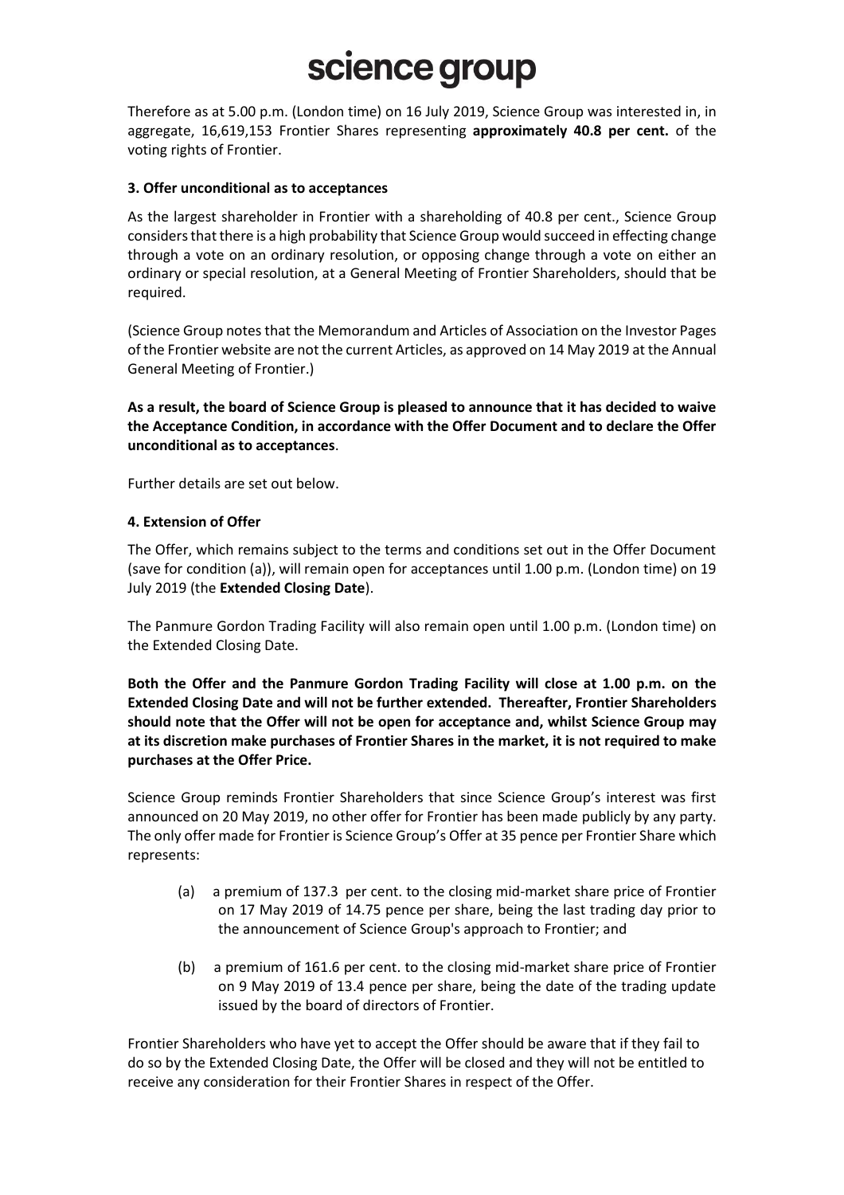Therefore as at 5.00 p.m. (London time) on 16 July 2019, Science Group was interested in, in aggregate, 16,619,153 Frontier Shares representing **approximately 40.8 per cent.** of the voting rights of Frontier.

### 3. Offer unconditional as to acceptances

As the largest shareholder in Frontier with a shareholding of 40.8 per cent., Science Group considers that there is a high probability that Science Group would succeed in effecting change through a vote on an ordinary resolution, or opposing change through a vote on either an ordinary or special resolution, at a General Meeting of Frontier Shareholders, should that be required.

(Science Group notes that the Memorandum and Articles of Association on the Investor Pages of the Frontier website are not the current Articles, as approved on 14 May 2019 at the Annual General Meeting of Frontier.)

**As a result, the board of Science Group is pleased to announce that it has decided to waive the Acceptance Condition, in accordance with the Offer Document and to declare the Offer unconditional as to acceptances**.

Further details are set out below.

### 4. Extension of Offer

The Offer, which remains subject to the terms and conditions set out in the Offer Document (save for condition (a)), will remain open for acceptances until 1.00 p.m. (London time) on 19 July 2019 (the **Extended Closing Date**).

The Panmure Gordon Trading Facility will also remain open until 1.00 p.m. (London time) on the Extended Closing Date.

**Both the Offer and the Panmure Gordon Trading Facility will close at 1.00 p.m. on the Extended Closing Date and will not be further extended. Thereafter, Frontier Shareholders should note that the Offer will not be open for acceptance and, whilst Science Group may at its discretion make purchases of Frontier Shares in the market, it is not required to make purchases at the Offer Price.**

Science Group reminds Frontier Shareholders that since Science Group's interest was first announced on 20 May 2019, no other offer for Frontier has been made publicly by any party. The only offer made for Frontier is Science Group's Offer at 35 pence per Frontier Share which represents:

(a) a premium of 137.3 per cent. to the closing mid-market share price of Frontier on 17 May 2019 of 14.75 pence per share, being the last trading day prior to the announcement of Science Group's approach to Frontier; and

(b) a premium of 161.6 per cent. to the closing mid-market share price of Frontier on 9 May 2019 of 13.4 pence per share, being the date of the trading update issued by the board of directors of Frontier.

Frontier Shareholders who have yet to accept the Offer should be aware that if they fail to do so by the Extended Closing Date, the Offer will be closed and they will not be entitled to receive any consideration for their Frontier Shares in respect of the Offer.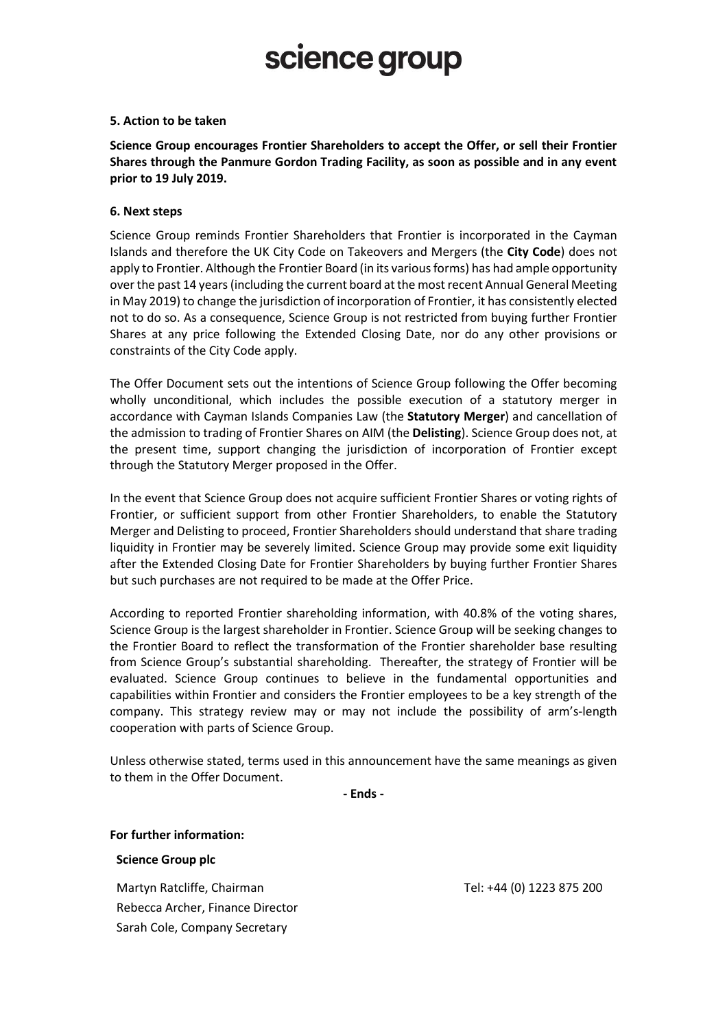**5. Action to be taken**

**Science Group encourages Frontier Shareholders to accept the Offer, or sell their Frontier Shares through the Panmure Gordon Trading Facility, as soon as possible and in any event prior to 19 July 2019.**

**6. Next steps**

Science Group reminds Frontier Shareholders that Frontier is incorporated in the Cayman Islands and therefore the UK City Code on Takeovers and Mergers (the **City Code**) does not apply to Frontier. Although the Frontier Board (in its various forms) has had ample opportunity over the past 14 years (including the current board at the most recent Annual General Meeting in May 2019) to change the jurisdiction of incorporation of Frontier, it has consistently elected not to do so. As a consequence, Science Group is not restricted from buying further Frontier Shares at any price following the Extended Closing Date, nor do any other provisions or constraints of the City Code apply.

The Offer Document sets out the intentions of Science Group following the Offer becoming wholly unconditional, which includes the possible execution of a statutory merger in accordance with Cayman Islands Companies Law (the **Statutory Merger**) and cancellation of the admission to trading of Frontier Shares on AIM (the **Delisting**). Science Group does not, at the present time, support changing the jurisdiction of incorporation of Frontier except through the Statutory Merger proposed in the Offer.

In the event that Science Group does not acquire sufficient Frontier Shares or voting rights of Frontier, or sufficient support from other Frontier Shareholders, to enable the Statutory Merger and Delisting to proceed, Frontier Shareholders should understand that share trading liquidity in Frontier may be severely limited. Science Group may provide some exit liquidity after the Extended Closing Date for Frontier Shareholders by buying further Frontier Shares but such purchases are not required to be made at the Offer Price.

According to reported Frontier shareholding information, with 40.8% of the voting shares, Science Group is the largest shareholder in Frontier. Science Group will be seeking changes to the Frontier Board to reflect the transformation of the Frontier shareholder base resulting from Science Group's substantial shareholding. Thereafter, the strategy of Frontier will be evaluated. Science Group continues to believe in the fundamental opportunities and capabilities within Frontier and considers the Frontier employees to be a key strength of the company. This strategy review may or may not include the possibility of arm's-length cooperation with parts of Science Group.

Unless otherwise stated, terms used in this announcement have the same meanings as given to them in the Offer Document.

**- Ends -**

**For further information:**

**Science Group plc**

Martyn Ratcliffe, Chairman — Tel: +44 (0) 1223 875 200
Rebecca Archer, Finance Director
Sarah Cole, Company Secretary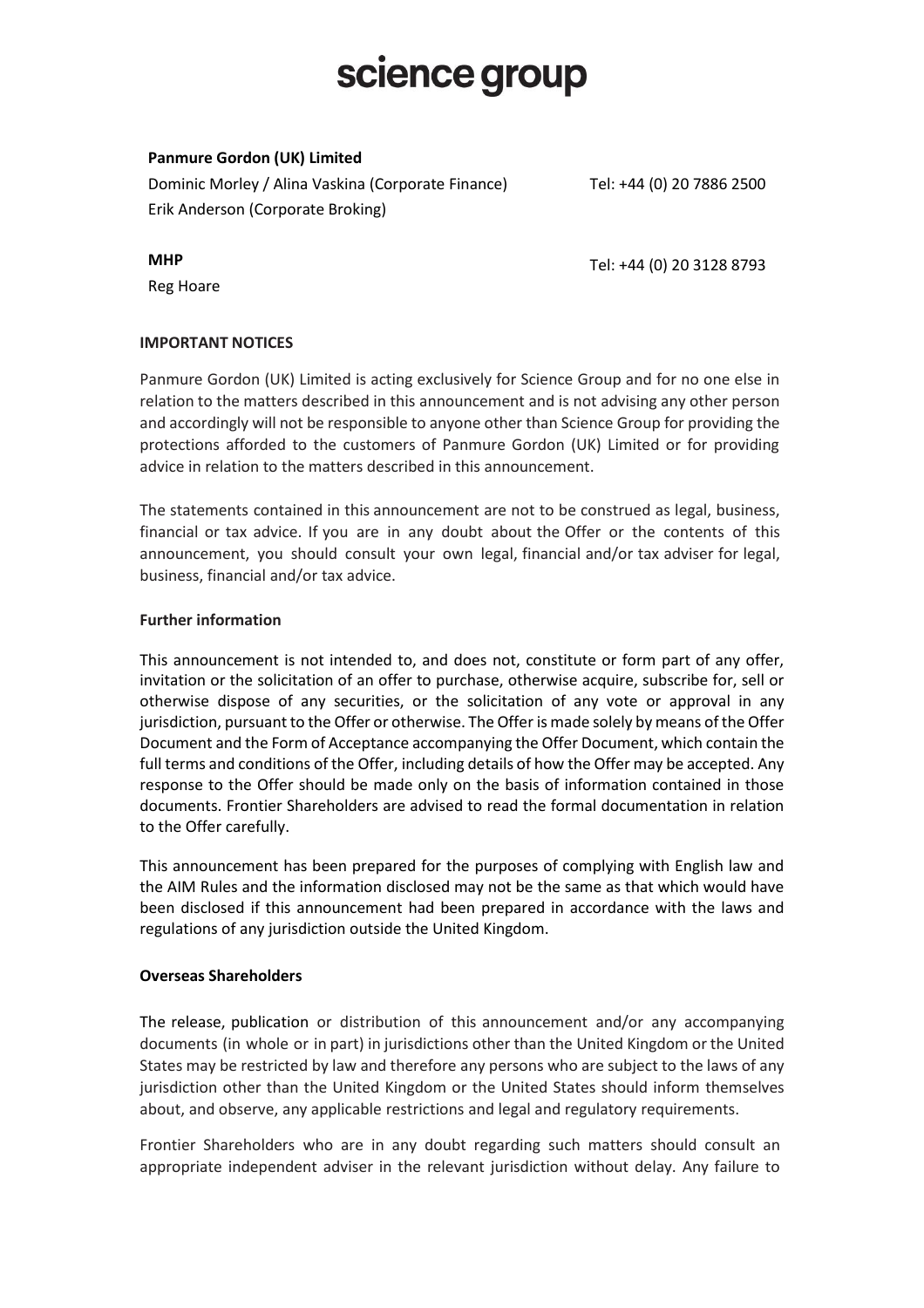**Panmure Gordon (UK) Limited**

Dominic Morley / Alina Vaskina (Corporate Finance) Tel: +44 (0) 20 7886 2500

Erik Anderson (Corporate Broking)

**MHP** Tel: +44 (0) 20 3128 8793

Reg Hoare

**IMPORTANT NOTICES**

Panmure Gordon (UK) Limited is acting exclusively for Science Group and for no one else in relation to the matters described in this announcement and is not advising any other person and accordingly will not be responsible to anyone other than Science Group for providing the protections afforded to the customers of Panmure Gordon (UK) Limited or for providing advice in relation to the matters described in this announcement.

The statements contained in this announcement are not to be construed as legal, business, financial or tax advice. If you are in any doubt about the Offer or the contents of this announcement, you should consult your own legal, financial and/or tax adviser for legal, business, financial and/or tax advice.

**Further information**

This announcement is not intended to, and does not, constitute or form part of any offer, invitation or the solicitation of an offer to purchase, otherwise acquire, subscribe for, sell or otherwise dispose of any securities, or the solicitation of any vote or approval in any jurisdiction, pursuant to the Offer or otherwise. The Offer is made solely by means of the Offer Document and the Form of Acceptance accompanying the Offer Document, which contain the full terms and conditions of the Offer, including details of how the Offer may be accepted. Any response to the Offer should be made only on the basis of information contained in those documents. Frontier Shareholders are advised to read the formal documentation in relation to the Offer carefully.

This announcement has been prepared for the purposes of complying with English law and the AIM Rules and the information disclosed may not be the same as that which would have been disclosed if this announcement had been prepared in accordance with the laws and regulations of any jurisdiction outside the United Kingdom.

**Overseas Shareholders**

The release, publication or distribution of this announcement and/or any accompanying documents (in whole or in part) in jurisdictions other than the United Kingdom or the United States may be restricted by law and therefore any persons who are subject to the laws of any jurisdiction other than the United Kingdom or the United States should inform themselves about, and observe, any applicable restrictions and legal and regulatory requirements.

Frontier Shareholders who are in any doubt regarding such matters should consult an appropriate independent adviser in the relevant jurisdiction without delay. Any failure to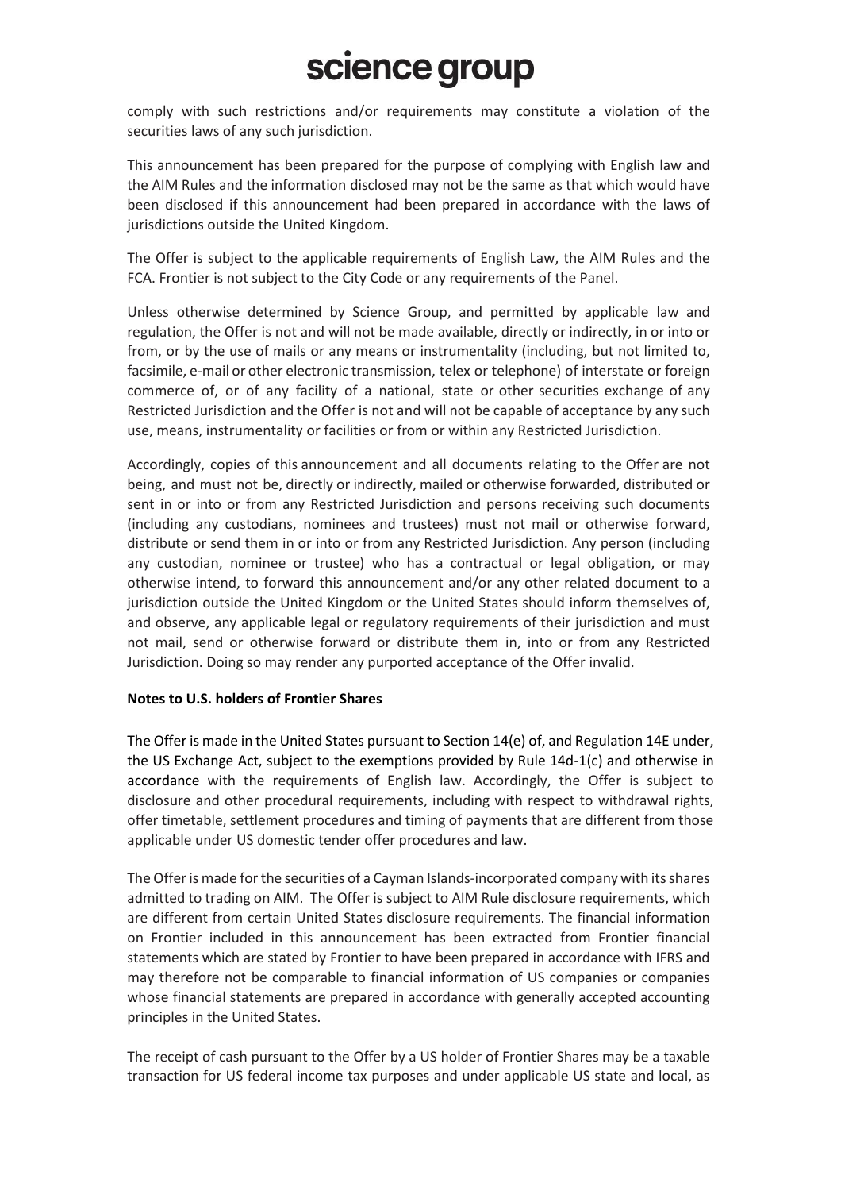comply with such restrictions and/or requirements may constitute a violation of the securities laws of any such jurisdiction.

This announcement has been prepared for the purpose of complying with English law and the AIM Rules and the information disclosed may not be the same as that which would have been disclosed if this announcement had been prepared in accordance with the laws of jurisdictions outside the United Kingdom.

The Offer is subject to the applicable requirements of English Law, the AIM Rules and the FCA. Frontier is not subject to the City Code or any requirements of the Panel.

Unless otherwise determined by Science Group, and permitted by applicable law and regulation, the Offer is not and will not be made available, directly or indirectly, in or into or from, or by the use of mails or any means or instrumentality (including, but not limited to, facsimile, e-mail or other electronic transmission, telex or telephone) of interstate or foreign commerce of, or of any facility of a national, state or other securities exchange of any Restricted Jurisdiction and the Offer is not and will not be capable of acceptance by any such use, means, instrumentality or facilities or from or within any Restricted Jurisdiction.

Accordingly, copies of this announcement and all documents relating to the Offer are not being, and must not be, directly or indirectly, mailed or otherwise forwarded, distributed or sent in or into or from any Restricted Jurisdiction and persons receiving such documents (including any custodians, nominees and trustees) must not mail or otherwise forward, distribute or send them in or into or from any Restricted Jurisdiction. Any person (including any custodian, nominee or trustee) who has a contractual or legal obligation, or may otherwise intend, to forward this announcement and/or any other related document to a jurisdiction outside the United Kingdom or the United States should inform themselves of, and observe, any applicable legal or regulatory requirements of their jurisdiction and must not mail, send or otherwise forward or distribute them in, into or from any Restricted Jurisdiction. Doing so may render any purported acceptance of the Offer invalid.

**Notes to U.S. holders of Frontier Shares**

The Offer is made in the United States pursuant to Section 14(e) of, and Regulation 14E under, the US Exchange Act, subject to the exemptions provided by Rule 14d-1(c) and otherwise in accordance with the requirements of English law. Accordingly, the Offer is subject to disclosure and other procedural requirements, including with respect to withdrawal rights, offer timetable, settlement procedures and timing of payments that are different from those applicable under US domestic tender offer procedures and law.

The Offer is made for the securities of a Cayman Islands-incorporated company with its shares admitted to trading on AIM. The Offer is subject to AIM Rule disclosure requirements, which are different from certain United States disclosure requirements. The financial information on Frontier included in this announcement has been extracted from Frontier financial statements which are stated by Frontier to have been prepared in accordance with IFRS and may therefore not be comparable to financial information of US companies or companies whose financial statements are prepared in accordance with generally accepted accounting principles in the United States.

The receipt of cash pursuant to the Offer by a US holder of Frontier Shares may be a taxable transaction for US federal income tax purposes and under applicable US state and local, as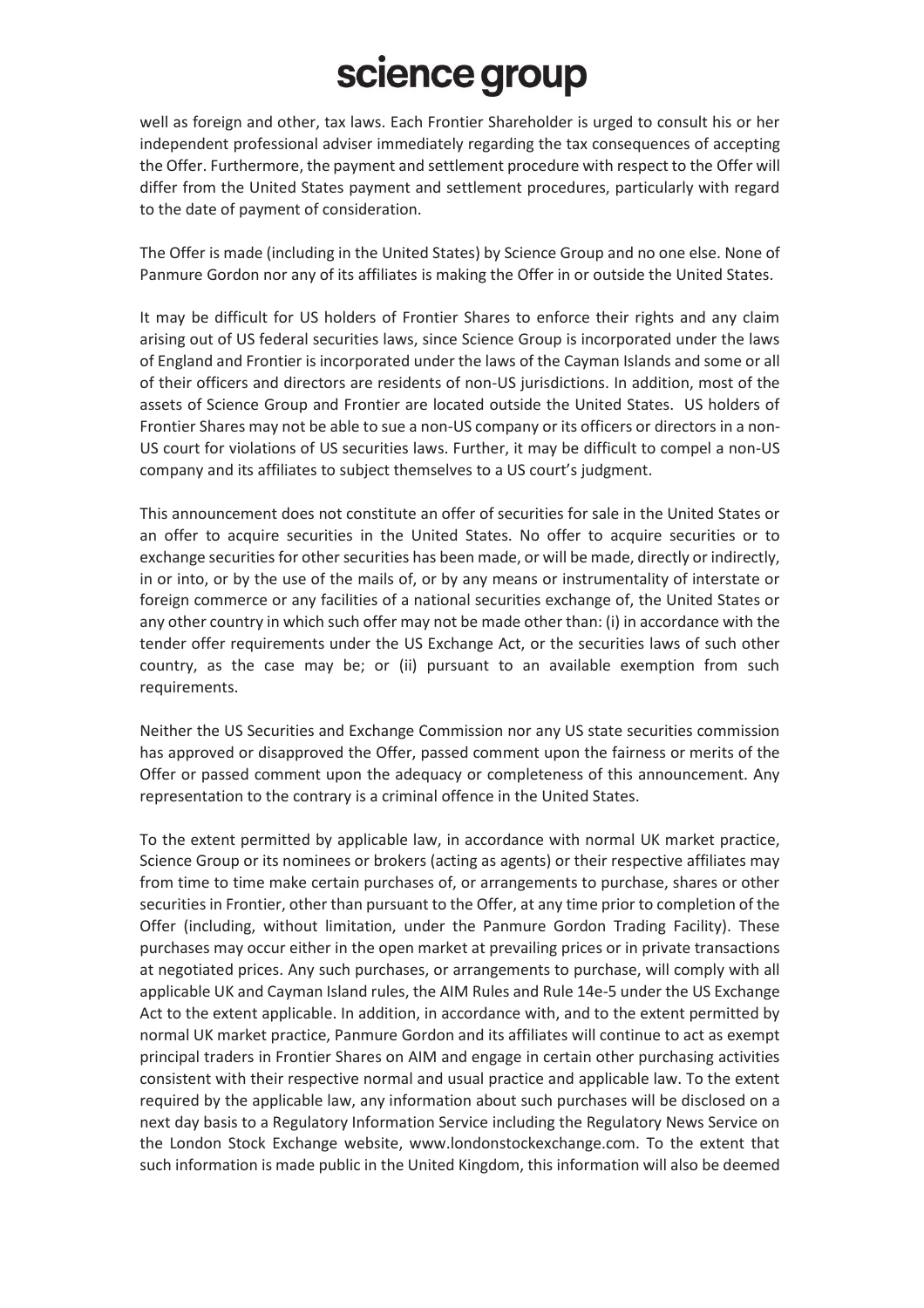well as foreign and other, tax laws. Each Frontier Shareholder is urged to consult his or her independent professional adviser immediately regarding the tax consequences of accepting the Offer. Furthermore, the payment and settlement procedure with respect to the Offer will differ from the United States payment and settlement procedures, particularly with regard to the date of payment of consideration.

The Offer is made (including in the United States) by Science Group and no one else. None of Panmure Gordon nor any of its affiliates is making the Offer in or outside the United States.

It may be difficult for US holders of Frontier Shares to enforce their rights and any claim arising out of US federal securities laws, since Science Group is incorporated under the laws of England and Frontier is incorporated under the laws of the Cayman Islands and some or all of their officers and directors are residents of non-US jurisdictions. In addition, most of the assets of Science Group and Frontier are located outside the United States. US holders of Frontier Shares may not be able to sue a non-US company or its officers or directors in a non-US court for violations of US securities laws. Further, it may be difficult to compel a non-US company and its affiliates to subject themselves to a US court's judgment.

This announcement does not constitute an offer of securities for sale in the United States or an offer to acquire securities in the United States. No offer to acquire securities or to exchange securities for other securities has been made, or will be made, directly or indirectly, in or into, or by the use of the mails of, or by any means or instrumentality of interstate or foreign commerce or any facilities of a national securities exchange of, the United States or any other country in which such offer may not be made other than: (i) in accordance with the tender offer requirements under the US Exchange Act, or the securities laws of such other country, as the case may be; or (ii) pursuant to an available exemption from such requirements.

Neither the US Securities and Exchange Commission nor any US state securities commission has approved or disapproved the Offer, passed comment upon the fairness or merits of the Offer or passed comment upon the adequacy or completeness of this announcement. Any representation to the contrary is a criminal offence in the United States.

To the extent permitted by applicable law, in accordance with normal UK market practice, Science Group or its nominees or brokers (acting as agents) or their respective affiliates may from time to time make certain purchases of, or arrangements to purchase, shares or other securities in Frontier, other than pursuant to the Offer, at any time prior to completion of the Offer (including, without limitation, under the Panmure Gordon Trading Facility). These purchases may occur either in the open market at prevailing prices or in private transactions at negotiated prices. Any such purchases, or arrangements to purchase, will comply with all applicable UK and Cayman Island rules, the AIM Rules and Rule 14e-5 under the US Exchange Act to the extent applicable. In addition, in accordance with, and to the extent permitted by normal UK market practice, Panmure Gordon and its affiliates will continue to act as exempt principal traders in Frontier Shares on AIM and engage in certain other purchasing activities consistent with their respective normal and usual practice and applicable law. To the extent required by the applicable law, any information about such purchases will be disclosed on a next day basis to a Regulatory Information Service including the Regulatory News Service on the London Stock Exchange website, www.londonstockexchange.com. To the extent that such information is made public in the United Kingdom, this information will also be deemed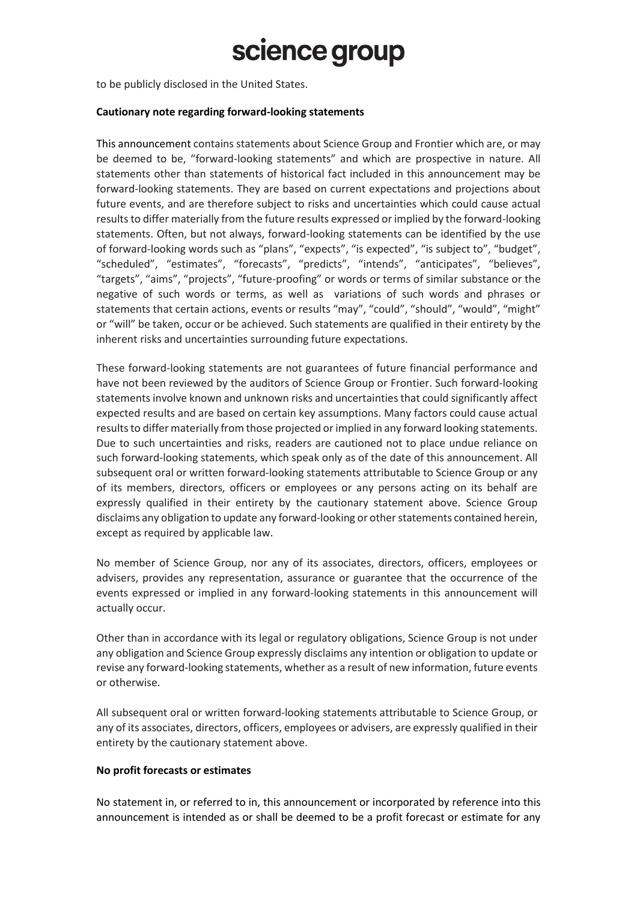to be publicly disclosed in the United States.

**Cautionary note regarding forward-looking statements**

This announcement contains statements about Science Group and Frontier which are, or may be deemed to be, "forward-looking statements" and which are prospective in nature. All statements other than statements of historical fact included in this announcement may be forward-looking statements. They are based on current expectations and projections about future events, and are therefore subject to risks and uncertainties which could cause actual results to differ materially from the future results expressed or implied by the forward-looking statements. Often, but not always, forward-looking statements can be identified by the use of forward-looking words such as "plans", "expects", "is expected", "is subject to", "budget", "scheduled", "estimates", "forecasts", "predicts", "intends", "anticipates", "believes", "targets", "aims", "projects", "future-proofing" or words or terms of similar substance or the negative of such words or terms, as well as variations of such words and phrases or statements that certain actions, events or results "may", "could", "should", "would", "might" or "will" be taken, occur or be achieved. Such statements are qualified in their entirety by the inherent risks and uncertainties surrounding future expectations.

These forward-looking statements are not guarantees of future financial performance and have not been reviewed by the auditors of Science Group or Frontier. Such forward-looking statements involve known and unknown risks and uncertainties that could significantly affect expected results and are based on certain key assumptions. Many factors could cause actual results to differ materially from those projected or implied in any forward looking statements. Due to such uncertainties and risks, readers are cautioned not to place undue reliance on such forward-looking statements, which speak only as of the date of this announcement. All subsequent oral or written forward-looking statements attributable to Science Group or any of its members, directors, officers or employees or any persons acting on its behalf are expressly qualified in their entirety by the cautionary statement above. Science Group disclaims any obligation to update any forward-looking or other statements contained herein, except as required by applicable law.

No member of Science Group, nor any of its associates, directors, officers, employees or advisers, provides any representation, assurance or guarantee that the occurrence of the events expressed or implied in any forward-looking statements in this announcement will actually occur.

Other than in accordance with its legal or regulatory obligations, Science Group is not under any obligation and Science Group expressly disclaims any intention or obligation to update or revise any forward-looking statements, whether as a result of new information, future events or otherwise.

All subsequent oral or written forward-looking statements attributable to Science Group, or any of its associates, directors, officers, employees or advisers, are expressly qualified in their entirety by the cautionary statement above.

**No profit forecasts or estimates**

No statement in, or referred to in, this announcement or incorporated by reference into this announcement is intended as or shall be deemed to be a profit forecast or estimate for any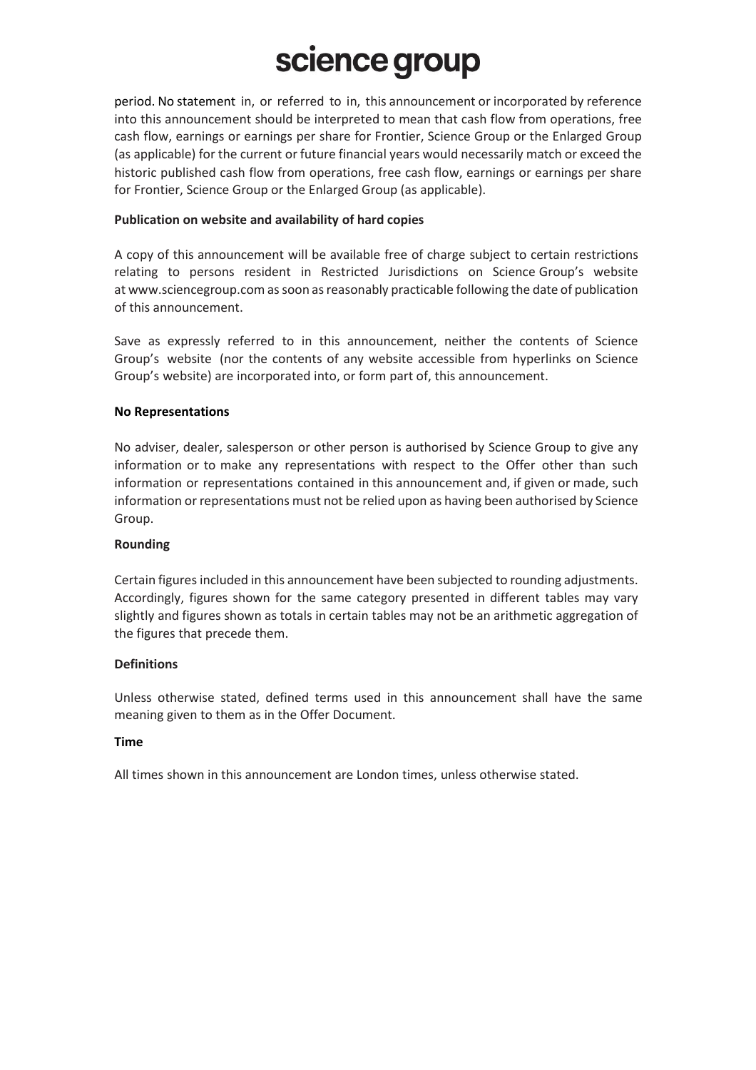period. No statement in, or referred to in, this announcement or incorporated by reference into this announcement should be interpreted to mean that cash flow from operations, free cash flow, earnings or earnings per share for Frontier, Science Group or the Enlarged Group (as applicable) for the current or future financial years would necessarily match or exceed the historic published cash flow from operations, free cash flow, earnings or earnings per share for Frontier, Science Group or the Enlarged Group (as applicable).

**Publication on website and availability of hard copies**

A copy of this announcement will be available free of charge subject to certain restrictions relating to persons resident in Restricted Jurisdictions on Science Group's website at www.sciencegroup.com as soon as reasonably practicable following the date of publication of this announcement.

Save as expressly referred to in this announcement, neither the contents of Science Group's website (nor the contents of any website accessible from hyperlinks on Science Group's website) are incorporated into, or form part of, this announcement.

**No Representations**

No adviser, dealer, salesperson or other person is authorised by Science Group to give any information or to make any representations with respect to the Offer other than such information or representations contained in this announcement and, if given or made, such information or representations must not be relied upon as having been authorised by Science Group.

**Rounding**

Certain figures included in this announcement have been subjected to rounding adjustments. Accordingly, figures shown for the same category presented in different tables may vary slightly and figures shown as totals in certain tables may not be an arithmetic aggregation of the figures that precede them.

**Definitions**

Unless otherwise stated, defined terms used in this announcement shall have the same meaning given to them as in the Offer Document.

**Time**

All times shown in this announcement are London times, unless otherwise stated.